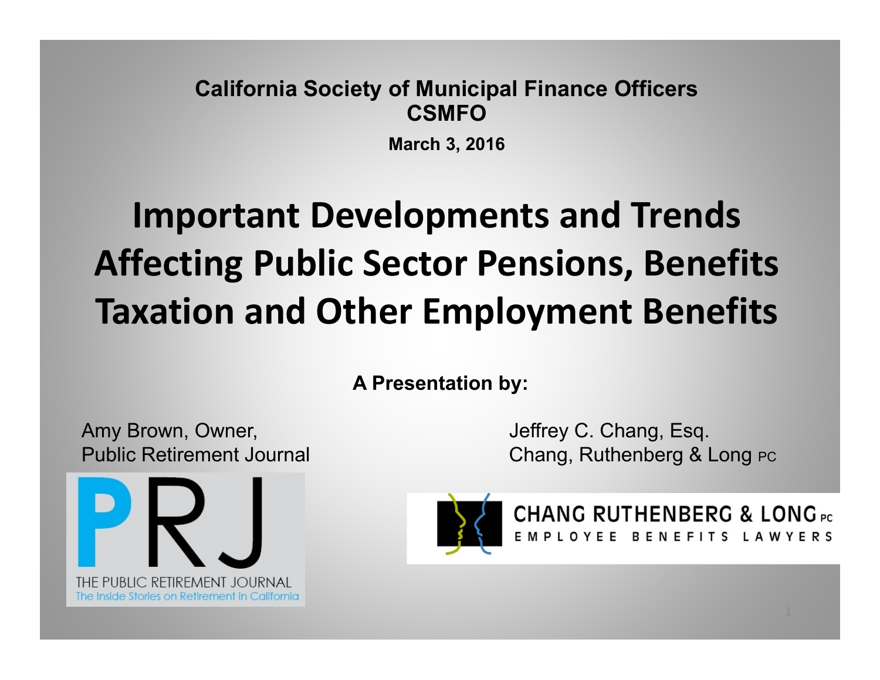**California Society of Municipal Finance Officers**
**CSMFO**

**March 3, 2016**

# Important Developments and Trends Affecting Public Sector Pensions, Benefits Taxation and Other Employment Benefits

**A Presentation by:**

Amy Brown, Owner,
Public Retirement Journal

Jeffrey C. Chang, Esq.
Chang, Ruthenberg & Long PC

PRJ
THE PUBLIC RETIREMENT JOURNAL
The Inside Stories on Retirement in California

CHANG RUTHENBERG & LONG PC
EMPLOYEE BENEFITS LAWYERS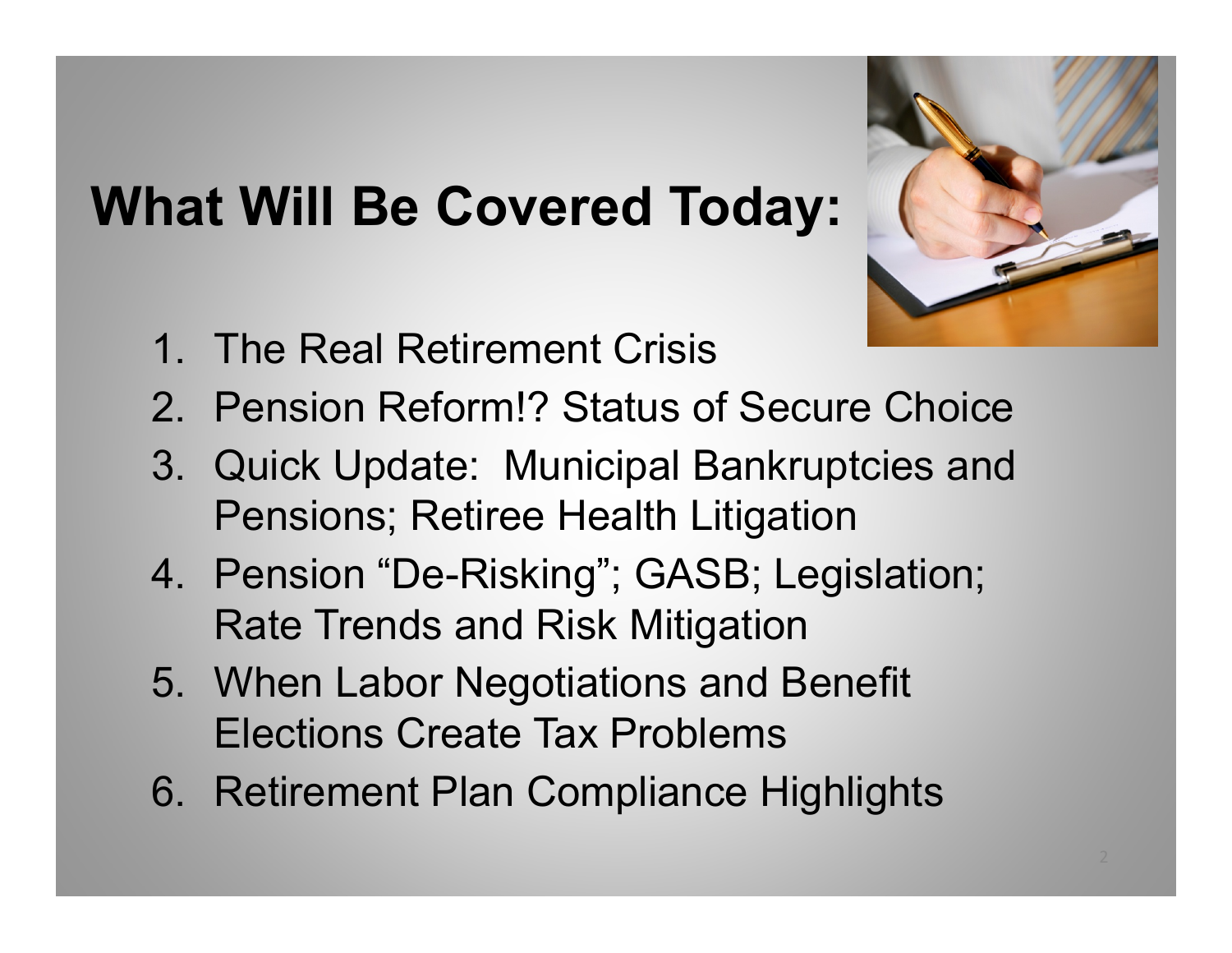# What Will Be Covered Today:

1. The Real Retirement Crisis
2. Pension Reform!? Status of Secure Choice
3. Quick Update: Municipal Bankruptcies and Pensions; Retiree Health Litigation
4. Pension "De-Risking"; GASB; Legislation; Rate Trends and Risk Mitigation
5. When Labor Negotiations and Benefit Elections Create Tax Problems
6. Retirement Plan Compliance Highlights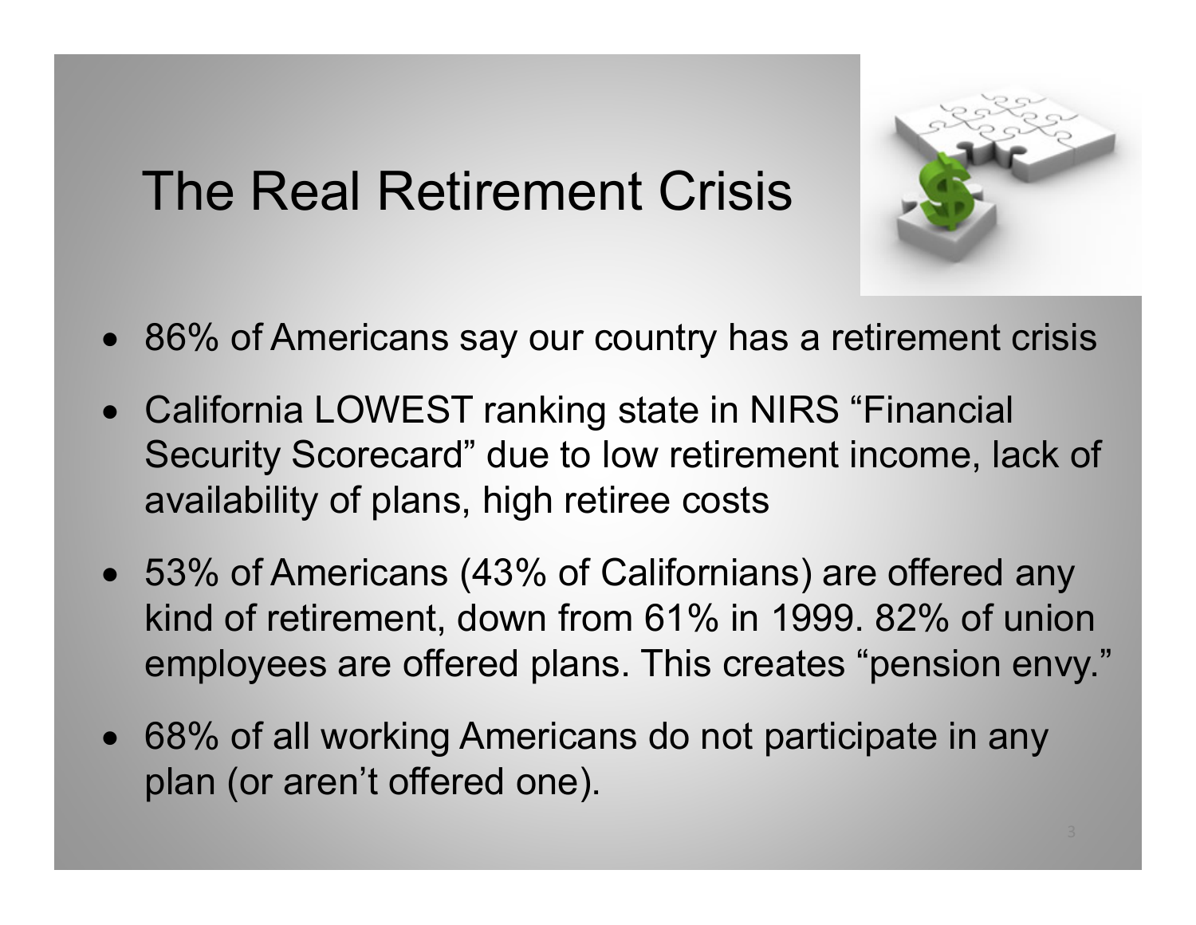# The Real Retirement Crisis

- 86% of Americans say our country has a retirement crisis
- California LOWEST ranking state in NIRS "Financial Security Scorecard" due to low retirement income, lack of availability of plans, high retiree costs
- 53% of Americans (43% of Californians) are offered any kind of retirement, down from 61% in 1999. 82% of union employees are offered plans. This creates "pension envy."
- 68% of all working Americans do not participate in any plan (or aren't offered one).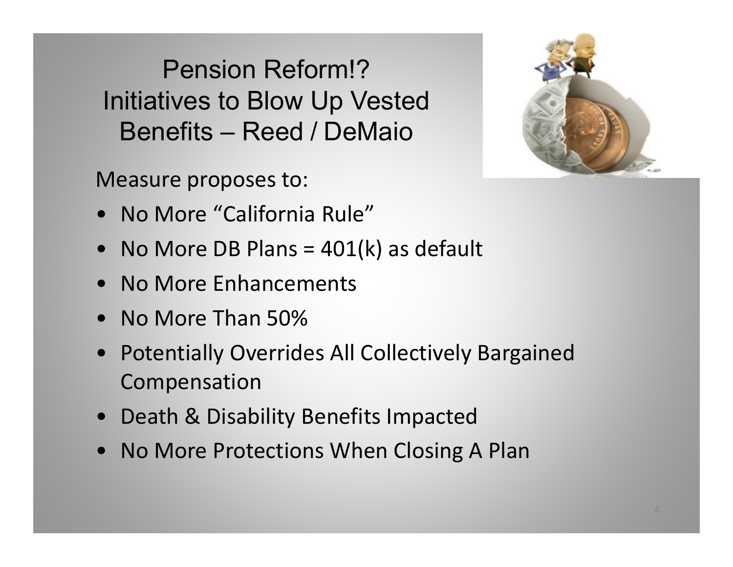# Pension Reform!? Initiatives to Blow Up Vested Benefits – Reed / DeMaio

Measure proposes to:

- No More "California Rule"
- No More DB Plans = 401(k) as default
- No More Enhancements
- No More Than 50%
- Potentially Overrides All Collectively Bargained Compensation
- Death & Disability Benefits Impacted
- No More Protections When Closing A Plan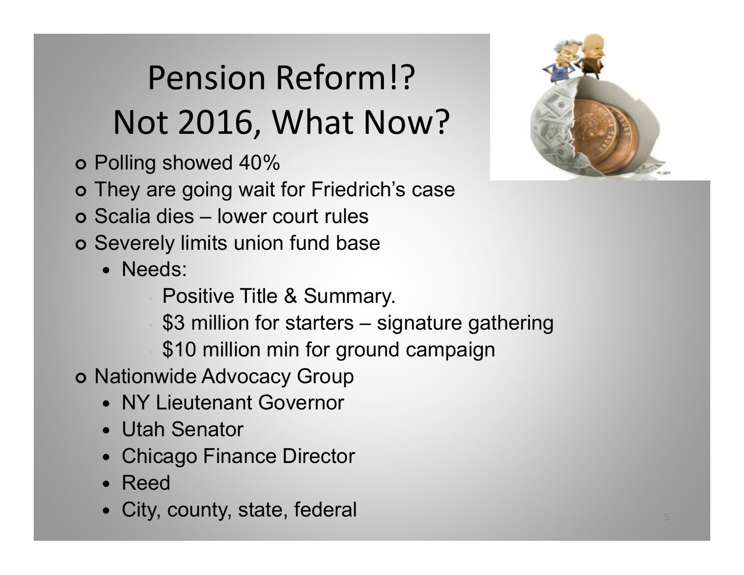# Pension Reform!? Not 2016, What Now?

- Polling showed 40%
- They are going wait for Friedrich's case
- Scalia dies – lower court rules
- Severely limits union fund base
  - Needs:
    - Positive Title & Summary.
    - $3 million for starters – signature gathering
    - $10 million min for ground campaign
- Nationwide Advocacy Group
  - NY Lieutenant Governor
  - Utah Senator
  - Chicago Finance Director
  - Reed
  - City, county, state, federal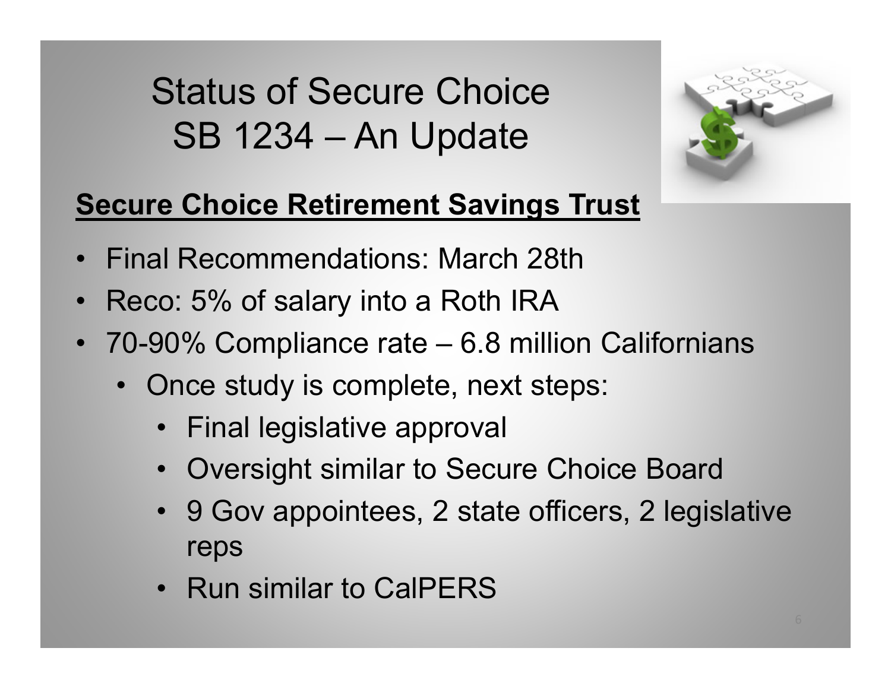# Status of Secure Choice SB 1234 – An Update

**Secure Choice Retirement Savings Trust**

- Final Recommendations: March 28th
- Reco: 5% of salary into a Roth IRA
- 70-90% Compliance rate – 6.8 million Californians
  - Once study is complete, next steps:
    - Final legislative approval
    - Oversight similar to Secure Choice Board
    - 9 Gov appointees, 2 state officers, 2 legislative reps
    - Run similar to CalPERS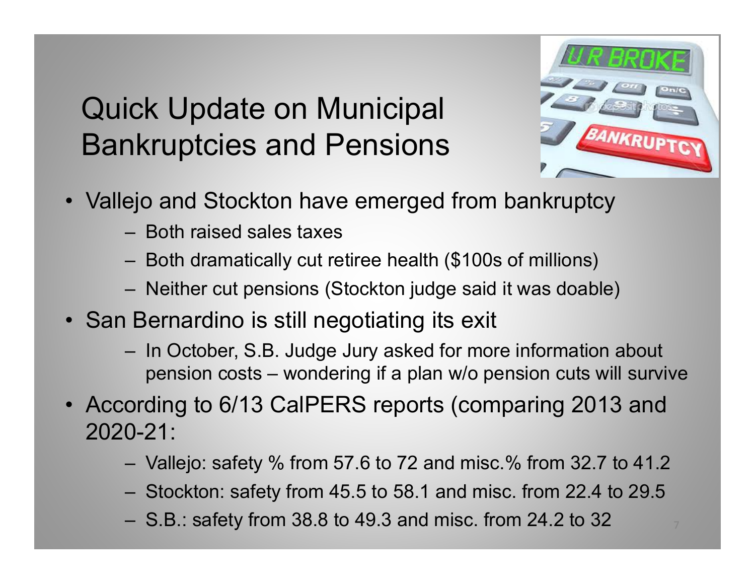# Quick Update on Municipal Bankruptcies and Pensions

- Vallejo and Stockton have emerged from bankruptcy
  - Both raised sales taxes
  - Both dramatically cut retiree health ($100s of millions)
  - Neither cut pensions (Stockton judge said it was doable)
- San Bernardino is still negotiating its exit
  - In October, S.B. Judge Jury asked for more information about pension costs – wondering if a plan w/o pension cuts will survive
- According to 6/13 CalPERS reports (comparing 2013 and 2020-21:
  - Vallejo: safety % from 57.6 to 72 and misc.% from 32.7 to 41.2
  - Stockton: safety from 45.5 to 58.1 and misc. from 22.4 to 29.5
  - S.B.: safety from 38.8 to 49.3 and misc. from 24.2 to 32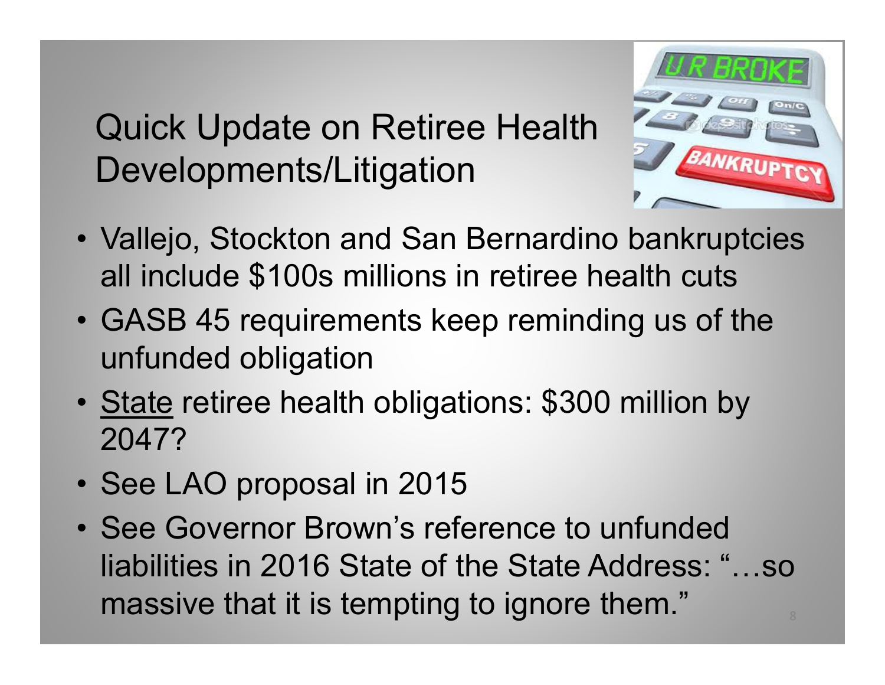# Quick Update on Retiree Health Developments/Litigation

- Vallejo, Stockton and San Bernardino bankruptcies all include $100s millions in retiree health cuts
- GASB 45 requirements keep reminding us of the unfunded obligation
- <u>State</u> retiree health obligations: $300 million by 2047?
- See LAO proposal in 2015
- See Governor Brown's reference to unfunded liabilities in 2016 State of the State Address: "…so massive that it is tempting to ignore them."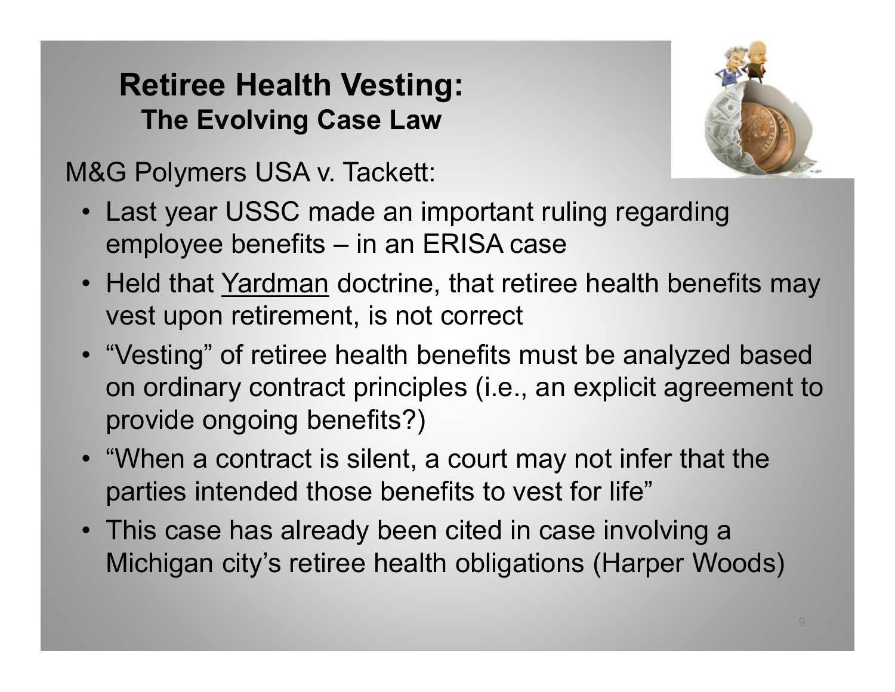# Retiree Health Vesting:

## The Evolving Case Law

M&G Polymers USA v. Tackett:

- Last year USSC made an important ruling regarding employee benefits – in an ERISA case
- Held that <u>Yardman</u> doctrine, that retiree health benefits may vest upon retirement, is not correct
- "Vesting" of retiree health benefits must be analyzed based on ordinary contract principles (i.e., an explicit agreement to provide ongoing benefits?)
- "When a contract is silent, a court may not infer that the parties intended those benefits to vest for life"
- This case has already been cited in case involving a Michigan city's retiree health obligations (Harper Woods)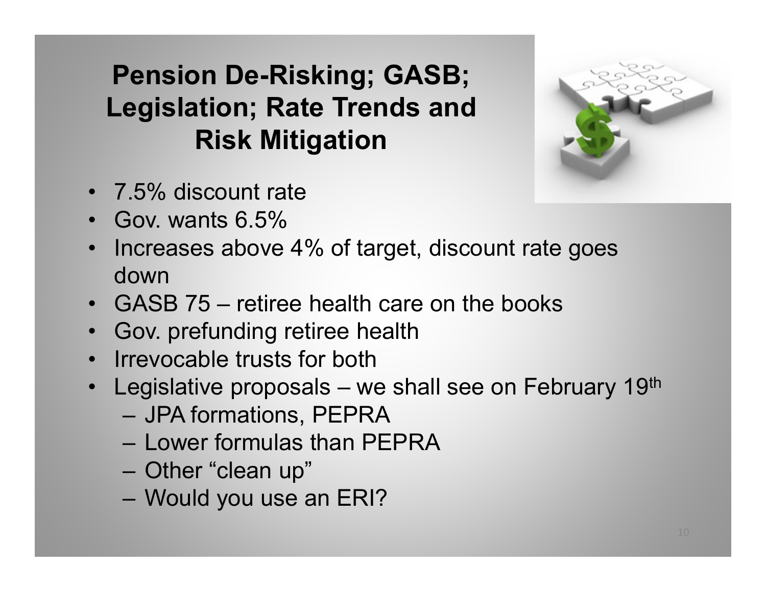# Pension De-Risking; GASB; Legislation; Rate Trends and Risk Mitigation

- 7.5% discount rate
- Gov. wants 6.5%
- Increases above 4% of target, discount rate goes down
- GASB 75 – retiree health care on the books
- Gov. prefunding retiree health
- Irrevocable trusts for both
- Legislative proposals – we shall see on February 19th
  - JPA formations, PEPRA
  - Lower formulas than PEPRA
  - Other "clean up"
  - Would you use an ERI?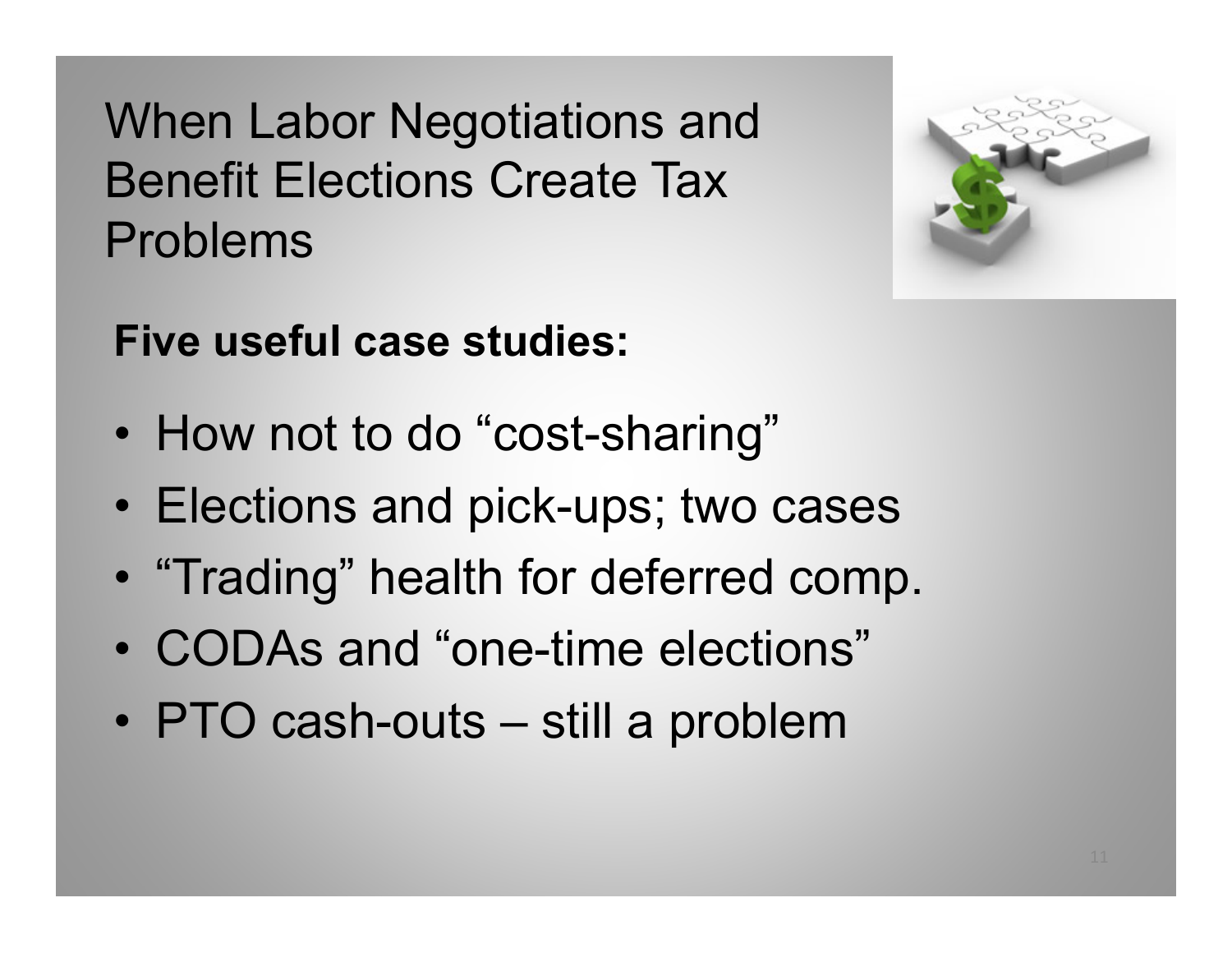# When Labor Negotiations and Benefit Elections Create Tax Problems

**Five useful case studies:**

- How not to do “cost-sharing”
- Elections and pick-ups; two cases
- “Trading” health for deferred comp.
- CODAs and “one-time elections”
- PTO cash-outs – still a problem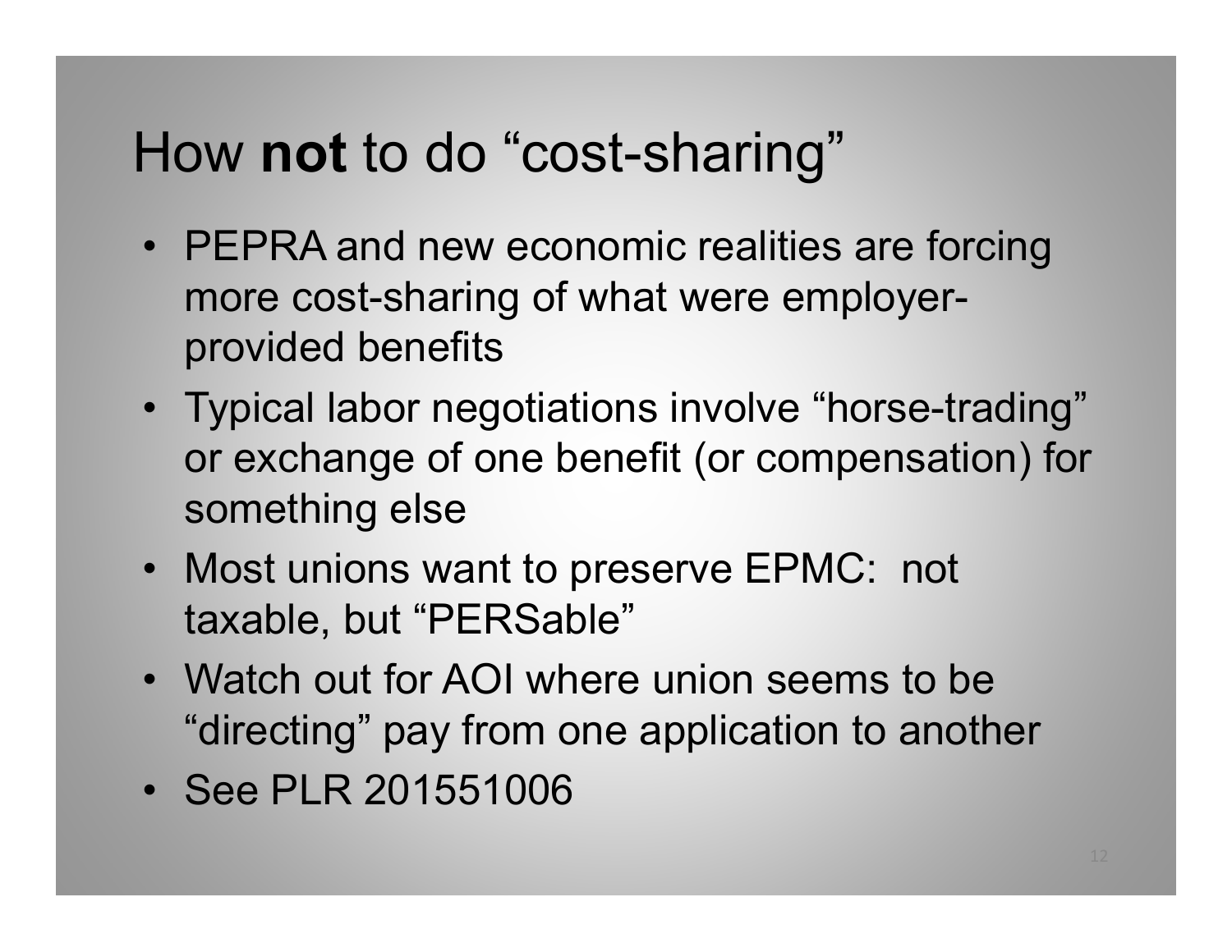# How **not** to do “cost-sharing”

- PEPRA and new economic realities are forcing more cost-sharing of what were employer-provided benefits
- Typical labor negotiations involve “horse-trading” or exchange of one benefit (or compensation) for something else
- Most unions want to preserve EPMC: not taxable, but “PERSable”
- Watch out for AOI where union seems to be “directing” pay from one application to another
- See PLR 201551006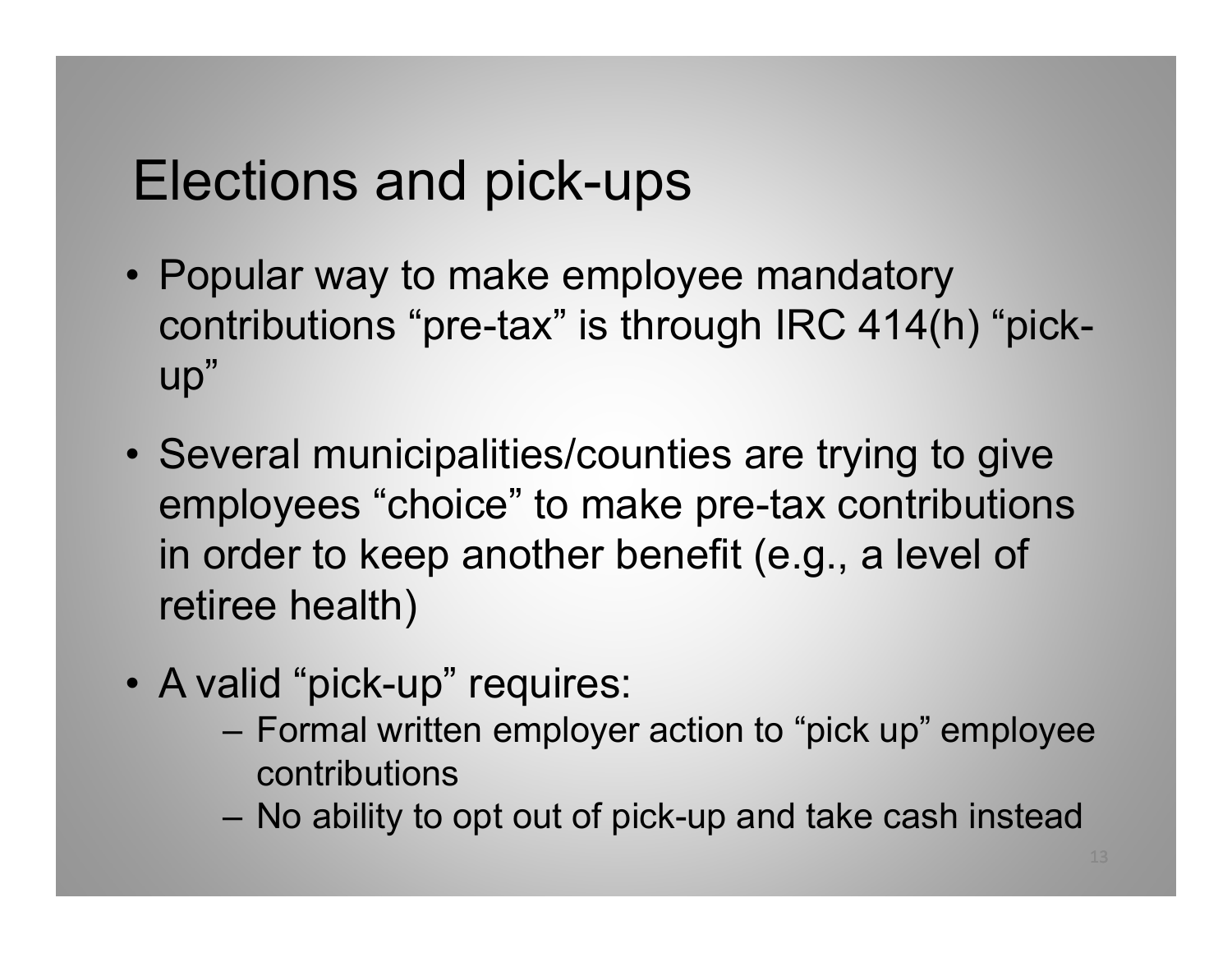# Elections and pick-ups

- Popular way to make employee mandatory contributions “pre-tax” is through IRC 414(h) “pick-up”
- Several municipalities/counties are trying to give employees “choice” to make pre-tax contributions in order to keep another benefit (e.g., a level of retiree health)
- A valid “pick-up” requires:
  - Formal written employer action to “pick up” employee contributions
  - No ability to opt out of pick-up and take cash instead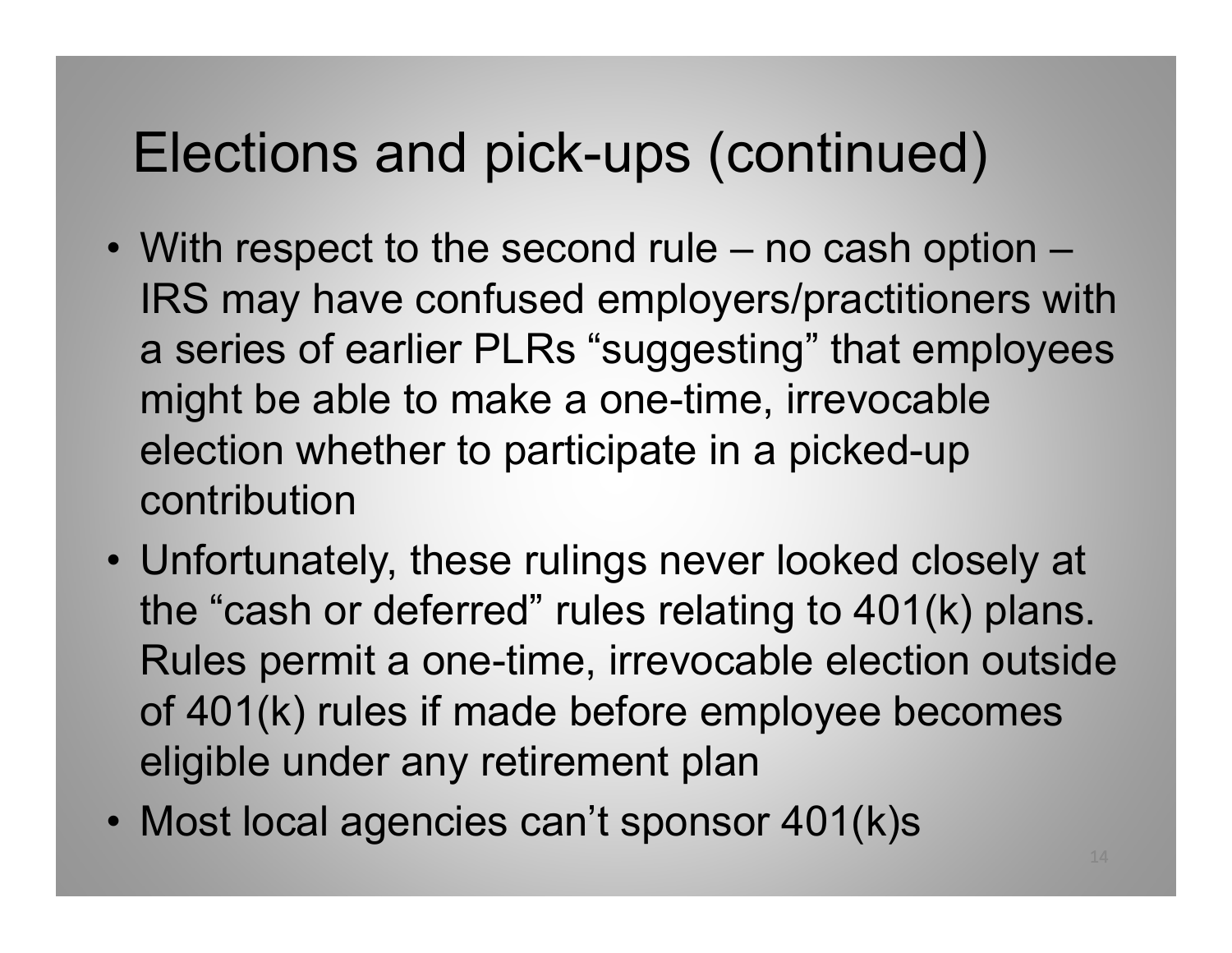# Elections and pick-ups (continued)

- With respect to the second rule – no cash option – IRS may have confused employers/practitioners with a series of earlier PLRs "suggesting" that employees might be able to make a one-time, irrevocable election whether to participate in a picked-up contribution
- Unfortunately, these rulings never looked closely at the "cash or deferred" rules relating to 401(k) plans. Rules permit a one-time, irrevocable election outside of 401(k) rules if made before employee becomes eligible under any retirement plan
- Most local agencies can't sponsor 401(k)s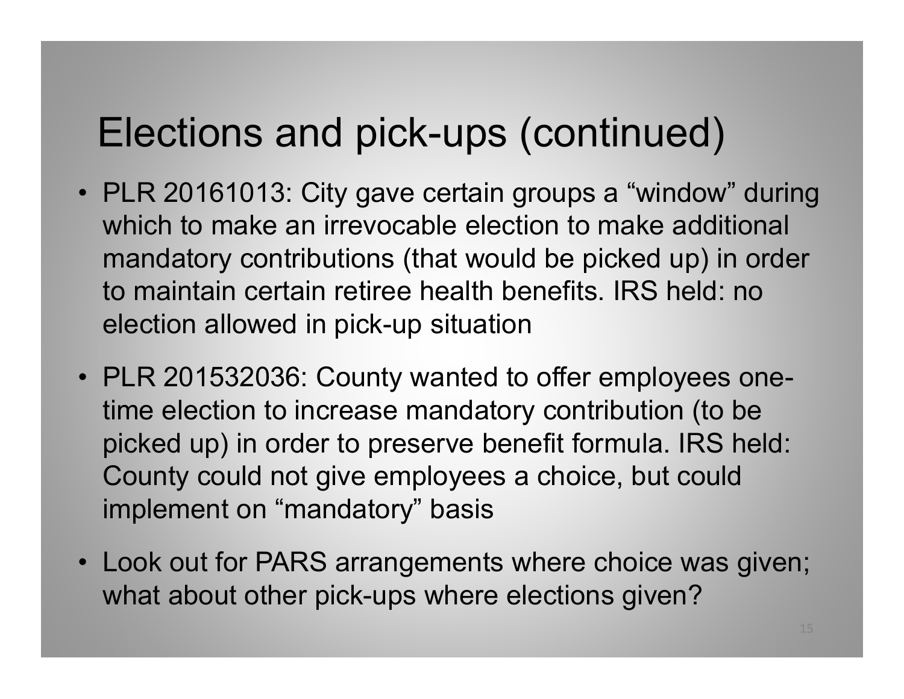# Elections and pick-ups (continued)

- PLR 20161013: City gave certain groups a "window" during which to make an irrevocable election to make additional mandatory contributions (that would be picked up) in order to maintain certain retiree health benefits. IRS held: no election allowed in pick-up situation
- PLR 201532036: County wanted to offer employees one-time election to increase mandatory contribution (to be picked up) in order to preserve benefit formula. IRS held: County could not give employees a choice, but could implement on "mandatory" basis
- Look out for PARS arrangements where choice was given; what about other pick-ups where elections given?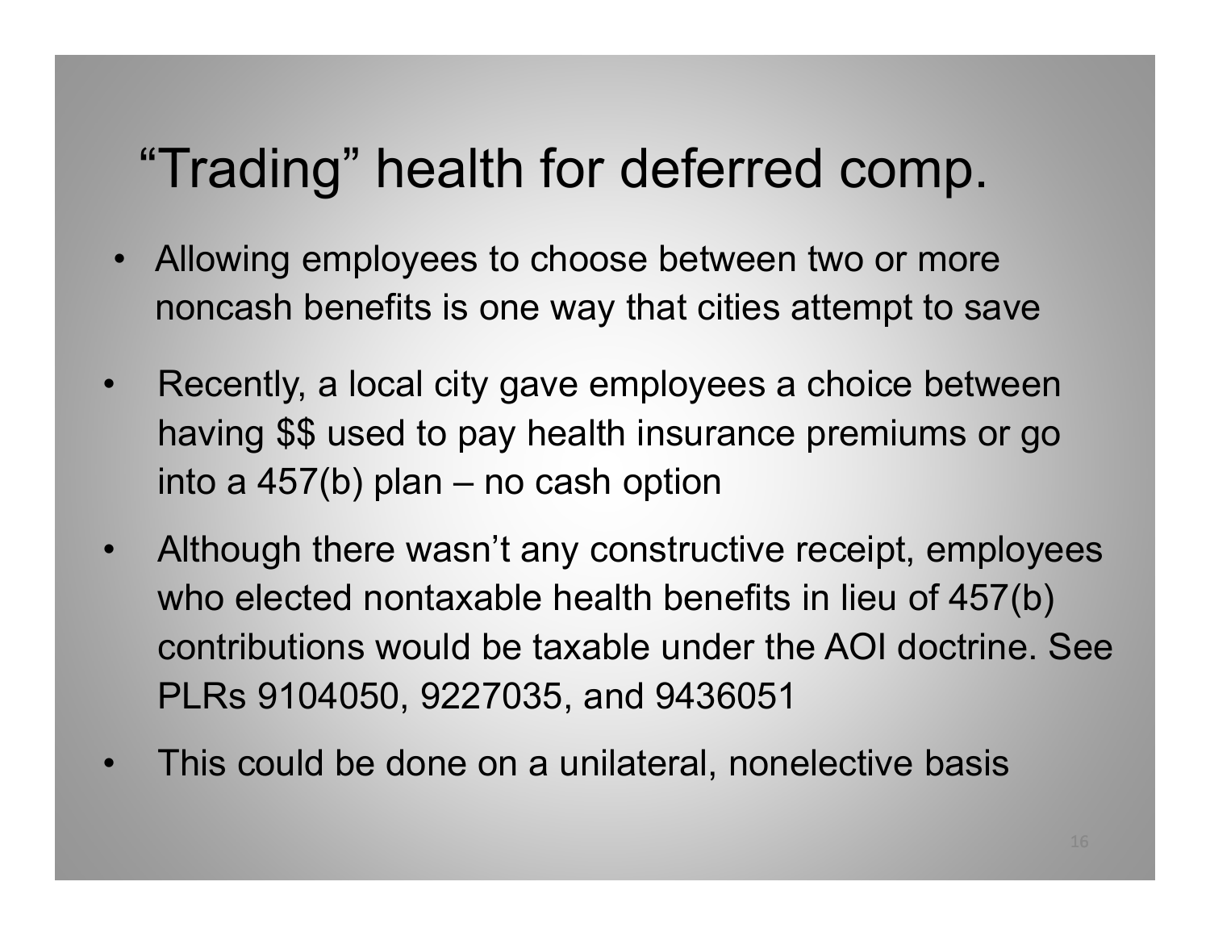# "Trading" health for deferred comp.

- Allowing employees to choose between two or more noncash benefits is one way that cities attempt to save
- Recently, a local city gave employees a choice between having $$ used to pay health insurance premiums or go into a 457(b) plan – no cash option
- Although there wasn't any constructive receipt, employees who elected nontaxable health benefits in lieu of 457(b) contributions would be taxable under the AOI doctrine. See PLRs 9104050, 9227035, and 9436051
- This could be done on a unilateral, nonelective basis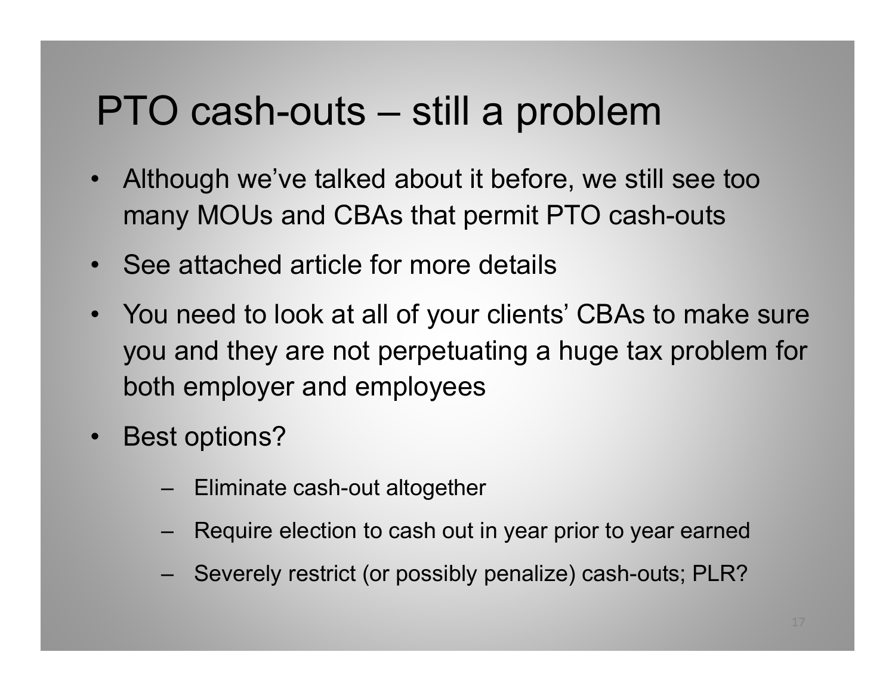# PTO cash-outs – still a problem

- Although we've talked about it before, we still see too many MOUs and CBAs that permit PTO cash-outs
- See attached article for more details
- You need to look at all of your clients' CBAs to make sure you and they are not perpetuating a huge tax problem for both employer and employees
- Best options?
  - Eliminate cash-out altogether
  - Require election to cash out in year prior to year earned
  - Severely restrict (or possibly penalize) cash-outs; PLR?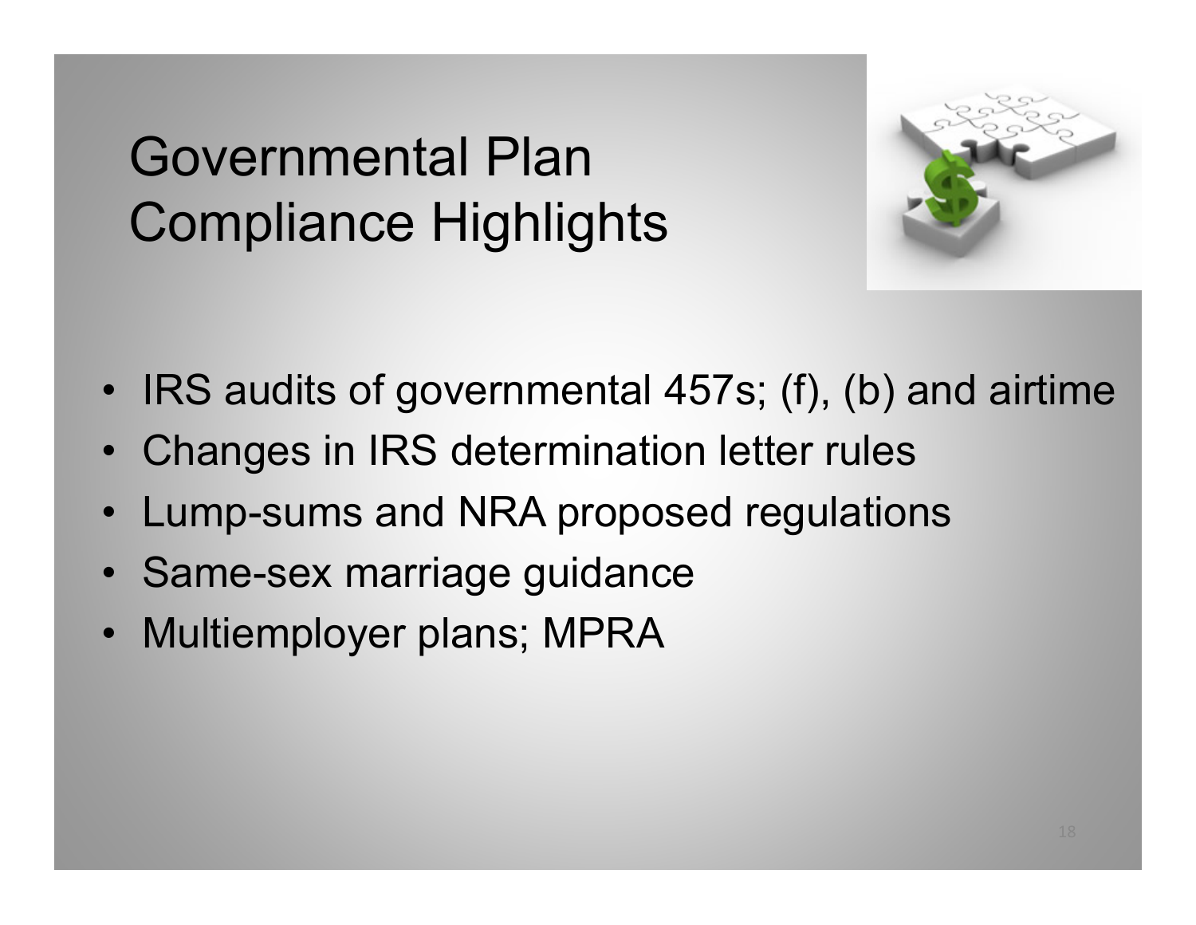# Governmental Plan Compliance Highlights

- IRS audits of governmental 457s; (f), (b) and airtime
- Changes in IRS determination letter rules
- Lump-sums and NRA proposed regulations
- Same-sex marriage guidance
- Multiemployer plans; MPRA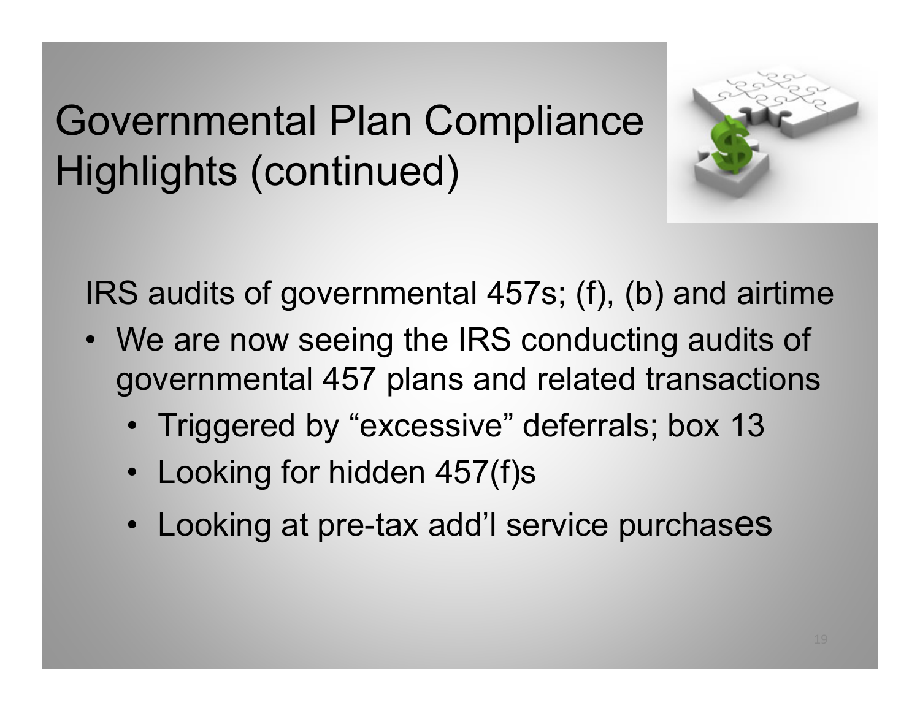# Governmental Plan Compliance Highlights (continued)

IRS audits of governmental 457s; (f), (b) and airtime

- We are now seeing the IRS conducting audits of governmental 457 plans and related transactions
  - Triggered by "excessive" deferrals; box 13
  - Looking for hidden 457(f)s
  - Looking at pre-tax add'l service purchases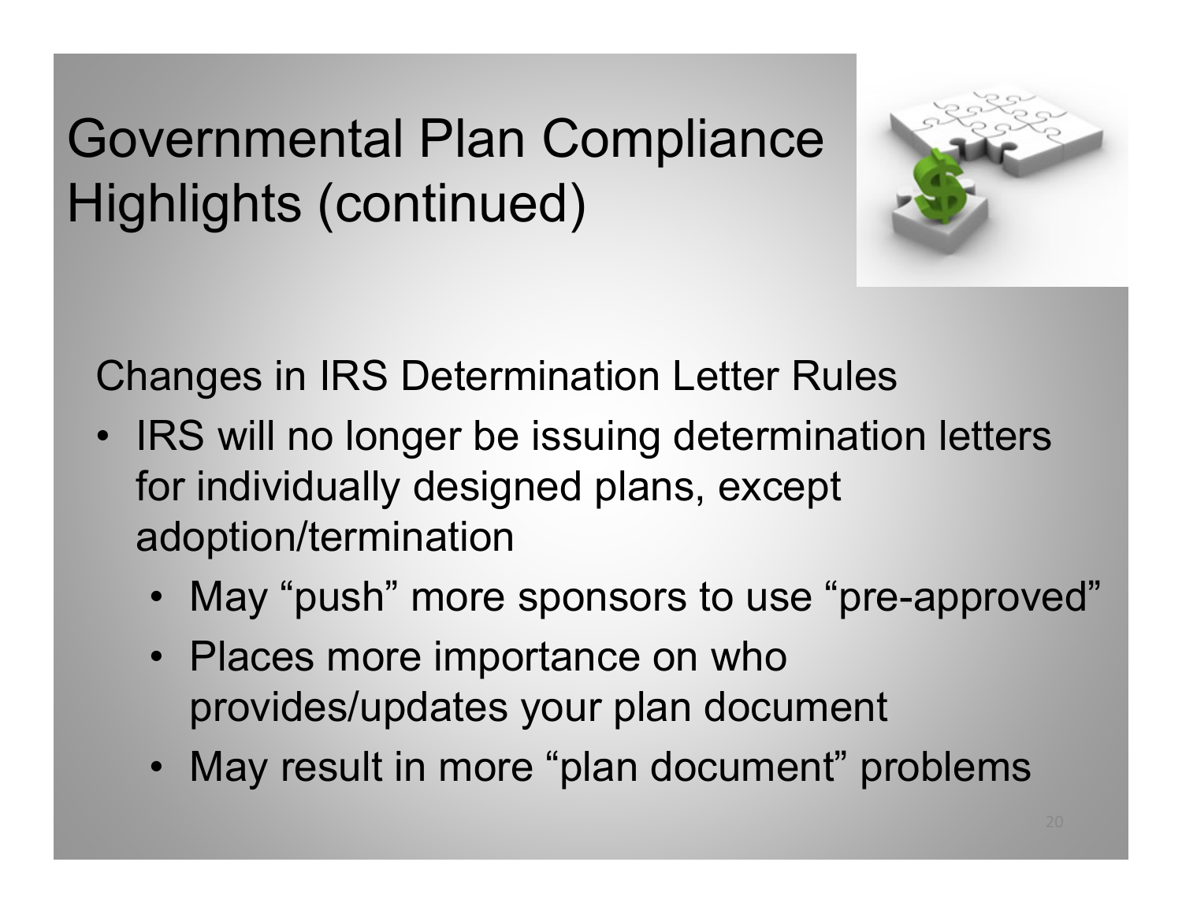# Governmental Plan Compliance Highlights (continued)

Changes in IRS Determination Letter Rules

- IRS will no longer be issuing determination letters for individually designed plans, except adoption/termination
  - May "push" more sponsors to use "pre-approved"
  - Places more importance on who provides/updates your plan document
  - May result in more "plan document" problems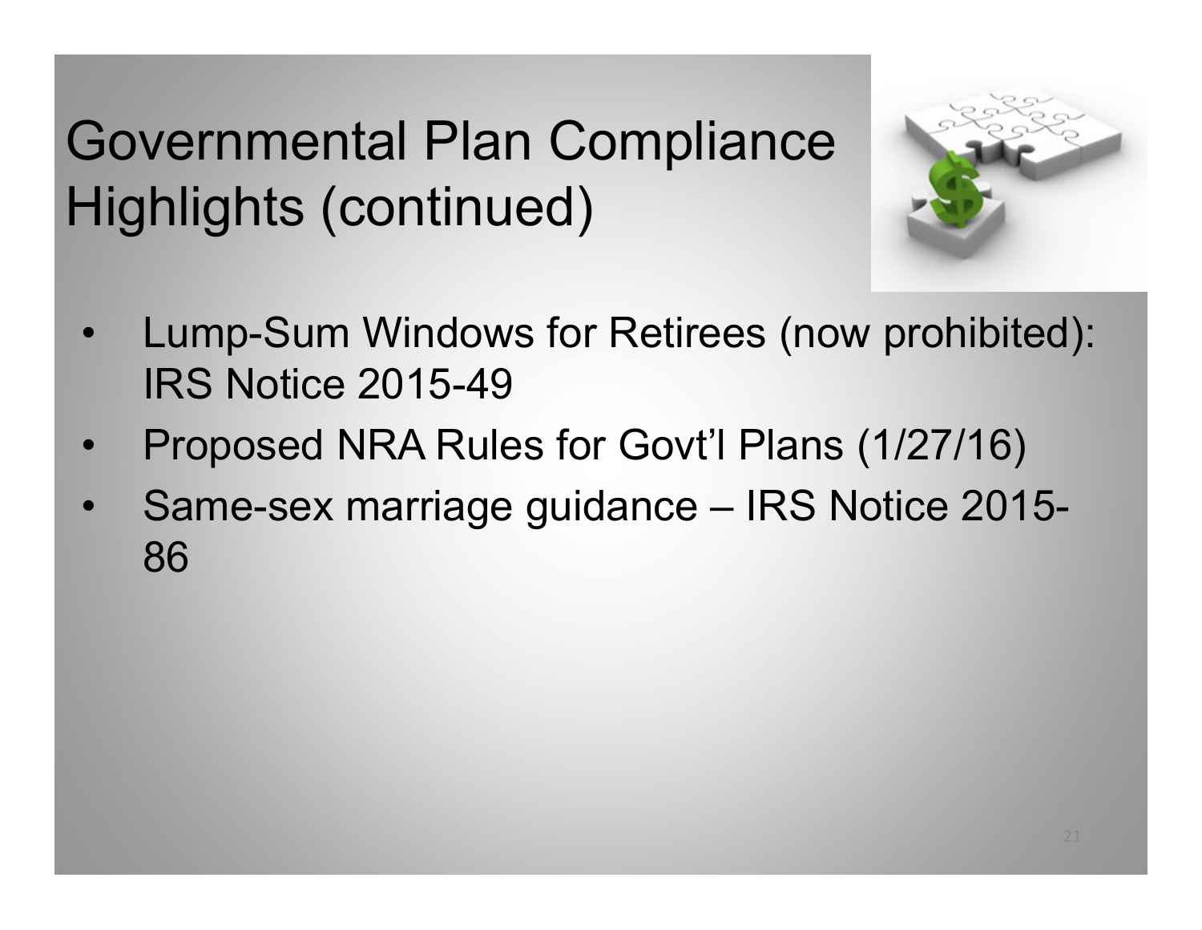# Governmental Plan Compliance Highlights (continued)

- Lump-Sum Windows for Retirees (now prohibited): IRS Notice 2015-49
- Proposed NRA Rules for Govt'l Plans (1/27/16)
- Same-sex marriage guidance – IRS Notice 2015-86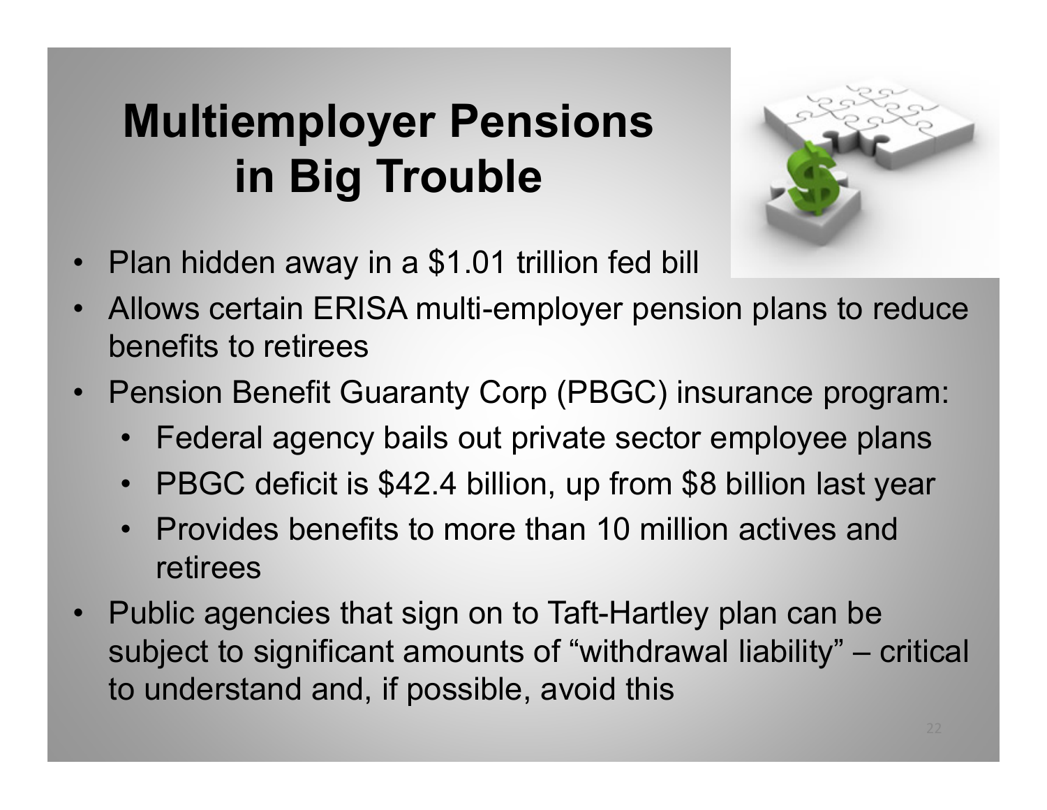# Multiemployer Pensions in Big Trouble

- Plan hidden away in a $1.01 trillion fed bill
- Allows certain ERISA multi-employer pension plans to reduce benefits to retirees
- Pension Benefit Guaranty Corp (PBGC) insurance program:
  - Federal agency bails out private sector employee plans
  - PBGC deficit is $42.4 billion, up from $8 billion last year
  - Provides benefits to more than 10 million actives and retirees
- Public agencies that sign on to Taft-Hartley plan can be subject to significant amounts of "withdrawal liability" – critical to understand and, if possible, avoid this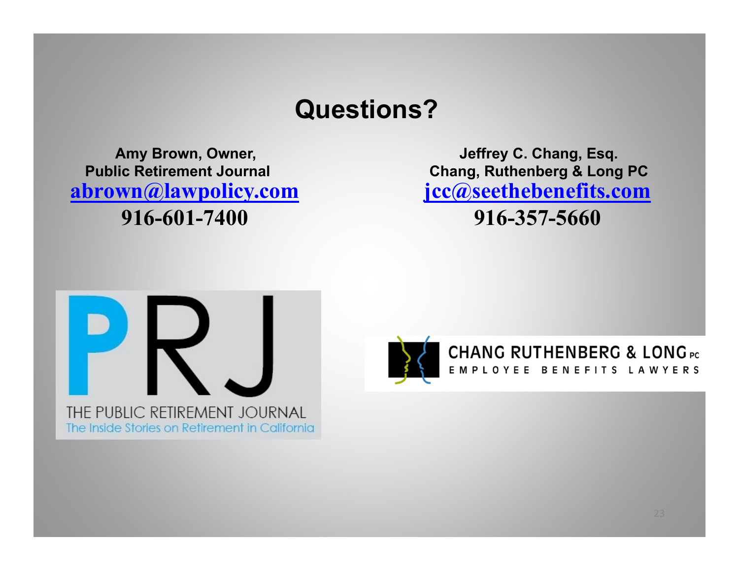# Questions?

**Amy Brown, Owner,**
**Public Retirement Journal**
**abrown@lawpolicy.com**
**916-601-7400**

**Jeffrey C. Chang, Esq.**
**Chang, Ruthenberg & Long PC**
**jcc@seethebenefits.com**
**916-357-5660**

PRJ
THE PUBLIC RETIREMENT JOURNAL
The Inside Stories on Retirement in California

CHANG RUTHENBERG & LONG PC
EMPLOYEE BENEFITS LAWYERS